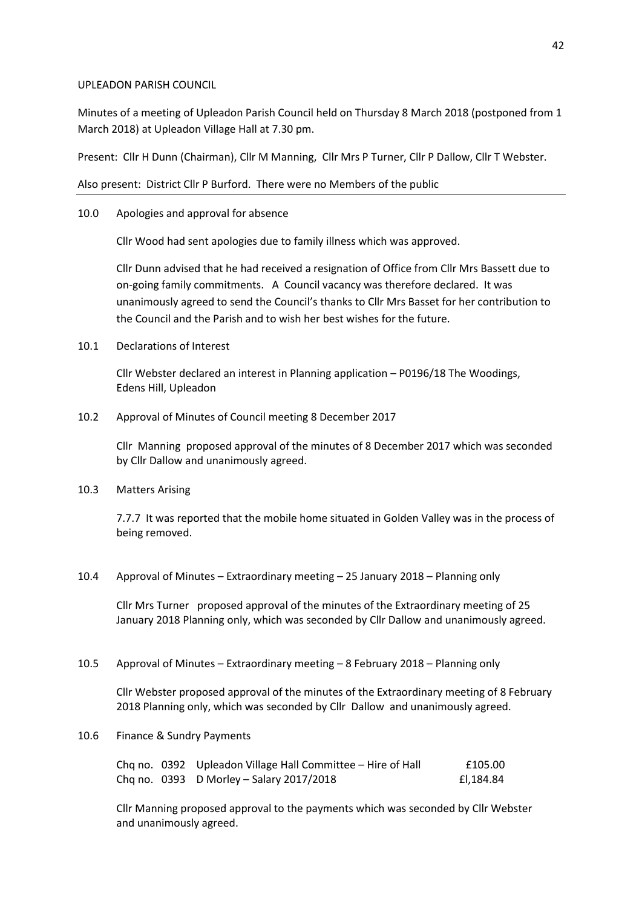UPLEADON PARISH COUNCIL

Minutes of a meeting of Upleadon Parish Council held on Thursday 8 March 2018 (postponed from 1 March 2018) at Upleadon Village Hall at 7.30 pm.

Present: Cllr H Dunn (Chairman), Cllr M Manning, Cllr Mrs P Turner, Cllr P Dallow, Cllr T Webster.

Also present: District Cllr P Burford. There were no Members of the public

10.0 Apologies and approval for absence

Cllr Wood had sent apologies due to family illness which was approved.

Cllr Dunn advised that he had received a resignation of Office from Cllr Mrs Bassett due to on-going family commitments. A Council vacancy was therefore declared. It was unanimously agreed to send the Council's thanks to Cllr Mrs Basset for her contribution to the Council and the Parish and to wish her best wishes for the future.

10.1 Declarations of Interest

Cllr Webster declared an interest in Planning application – P0196/18 The Woodings, Edens Hill, Upleadon

10.2 Approval of Minutes of Council meeting 8 December 2017

Cllr Manning proposed approval of the minutes of 8 December 2017 which was seconded by Cllr Dallow and unanimously agreed.

10.3 Matters Arising

7.7.7 It was reported that the mobile home situated in Golden Valley was in the process of being removed.

10.4 Approval of Minutes – Extraordinary meeting – 25 January 2018 – Planning only

Cllr Mrs Turner proposed approval of the minutes of the Extraordinary meeting of 25 January 2018 Planning only, which was seconded by Cllr Dallow and unanimously agreed.

10.5 Approval of Minutes – Extraordinary meeting – 8 February 2018 – Planning only

Cllr Webster proposed approval of the minutes of the Extraordinary meeting of 8 February 2018 Planning only, which was seconded by Cllr Dallow and unanimously agreed.

10.6 Finance & Sundry Payments

| | | | |
|---|---|---|---|
| Chq no. | 0392 | Upleadon Village Hall Committee – Hire of Hall | £105.00 |
| Chq no. | 0393 | D Morley – Salary 2017/2018 | £l,184.84 |

Cllr Manning proposed approval to the payments which was seconded by Cllr Webster and unanimously agreed.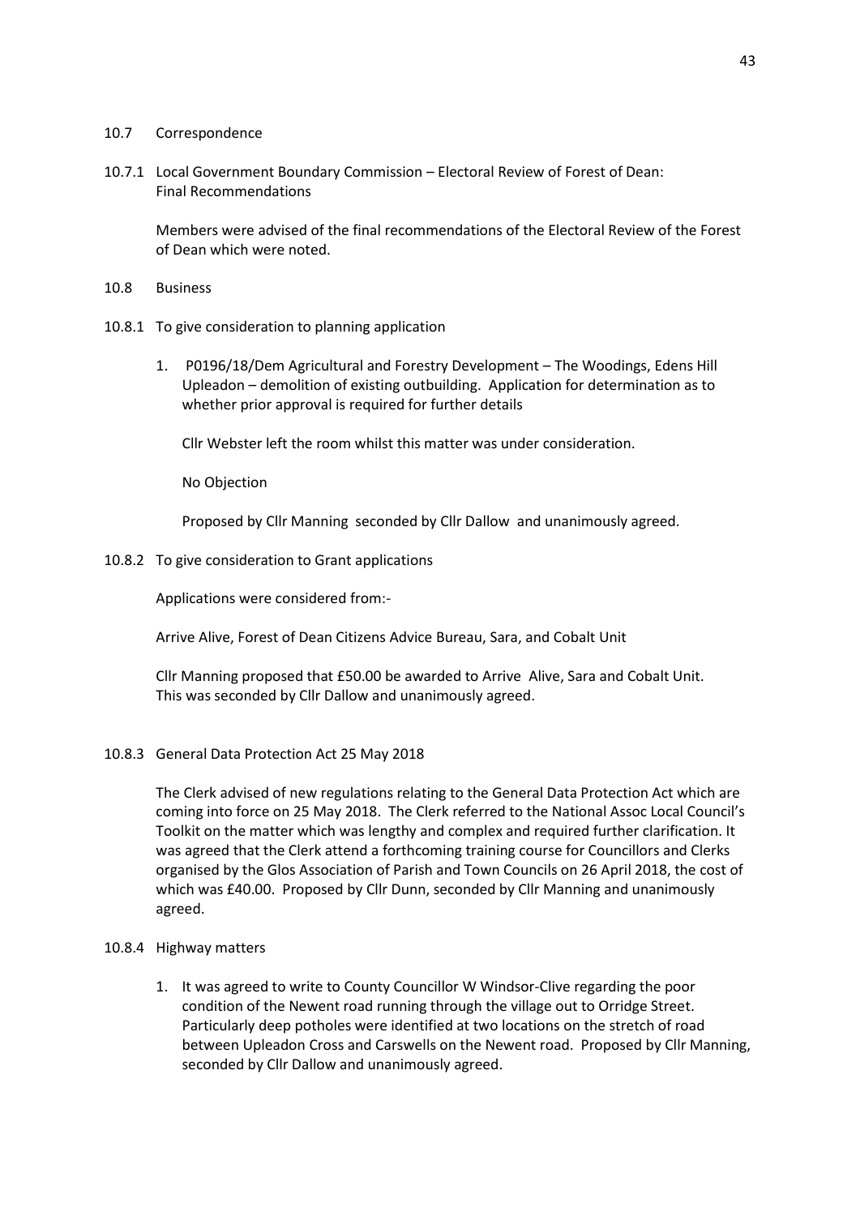10.7 Correspondence

10.7.1 Local Government Boundary Commission – Electoral Review of Forest of Dean: Final Recommendations

Members were advised of the final recommendations of the Electoral Review of the Forest of Dean which were noted.

10.8 Business

10.8.1 To give consideration to planning application

1. P0196/18/Dem Agricultural and Forestry Development – The Woodings, Edens Hill Upleadon – demolition of existing outbuilding. Application for determination as to whether prior approval is required for further details

   Cllr Webster left the room whilst this matter was under consideration.

   No Objection

   Proposed by Cllr Manning seconded by Cllr Dallow and unanimously agreed.

10.8.2 To give consideration to Grant applications

Applications were considered from:-

Arrive Alive, Forest of Dean Citizens Advice Bureau, Sara, and Cobalt Unit

Cllr Manning proposed that £50.00 be awarded to Arrive Alive, Sara and Cobalt Unit. This was seconded by Cllr Dallow and unanimously agreed.

10.8.3 General Data Protection Act 25 May 2018

The Clerk advised of new regulations relating to the General Data Protection Act which are coming into force on 25 May 2018. The Clerk referred to the National Assoc Local Council's Toolkit on the matter which was lengthy and complex and required further clarification. It was agreed that the Clerk attend a forthcoming training course for Councillors and Clerks organised by the Glos Association of Parish and Town Councils on 26 April 2018, the cost of which was £40.00. Proposed by Cllr Dunn, seconded by Cllr Manning and unanimously agreed.

10.8.4 Highway matters

1. It was agreed to write to County Councillor W Windsor-Clive regarding the poor condition of the Newent road running through the village out to Orridge Street. Particularly deep potholes were identified at two locations on the stretch of road between Upleadon Cross and Carswells on the Newent road. Proposed by Cllr Manning, seconded by Cllr Dallow and unanimously agreed.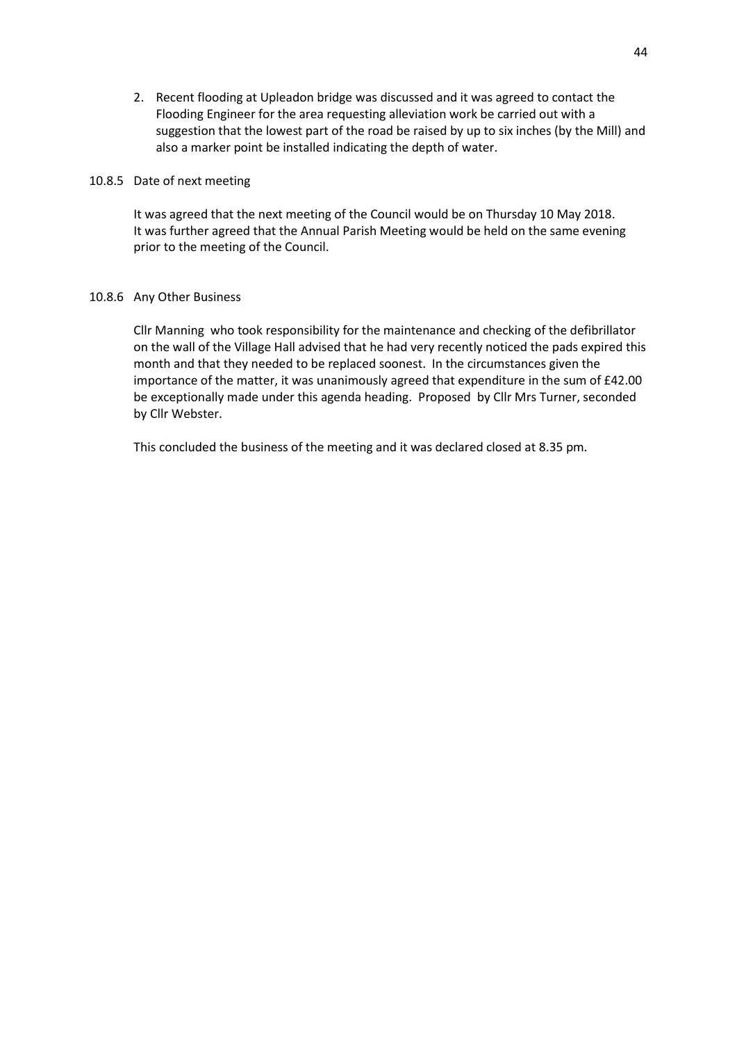2. Recent flooding at Upleadon bridge was discussed and it was agreed to contact the Flooding Engineer for the area requesting alleviation work be carried out with a suggestion that the lowest part of the road be raised by up to six inches (by the Mill) and also a marker point be installed indicating the depth of water.

10.8.5 Date of next meeting

It was agreed that the next meeting of the Council would be on Thursday 10 May 2018. It was further agreed that the Annual Parish Meeting would be held on the same evening prior to the meeting of the Council.

10.8.6 Any Other Business

Cllr Manning who took responsibility for the maintenance and checking of the defibrillator on the wall of the Village Hall advised that he had very recently noticed the pads expired this month and that they needed to be replaced soonest. In the circumstances given the importance of the matter, it was unanimously agreed that expenditure in the sum of £42.00 be exceptionally made under this agenda heading. Proposed by Cllr Mrs Turner, seconded by Cllr Webster.

This concluded the business of the meeting and it was declared closed at 8.35 pm.